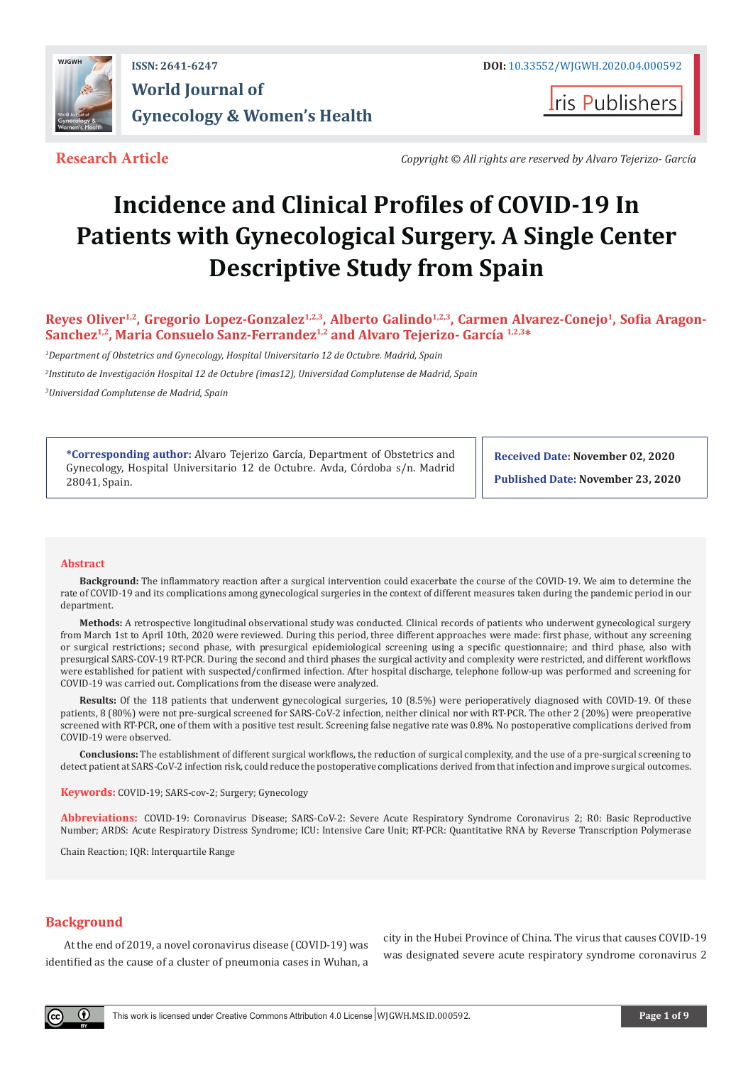ISSN: 2641-6247

DOI: 10.33552/WJGWH.2020.04.000592

# World Journal of Gynecology & Women's Health

Iris Publishers

**Research Article**

*Copyright © All rights are reserved by Alvaro Tejerizo- García*

# Incidence and Clinical Profiles of COVID-19 In Patients with Gynecological Surgery. A Single Center Descriptive Study from Spain

**Reyes Oliver[1,2], Gregorio Lopez-Gonzalez[1,2,3], Alberto Galindo[1,2,3], Carmen Alvarez-Conejo[1], Sofia Aragon-Sanchez[1,2], Maria Consuelo Sanz-Ferrandez[1,2] and Alvaro Tejerizo- García [1,2,3]***

[1]*Department of Obstetrics and Gynecology, Hospital Universitario 12 de Octubre. Madrid, Spain*

[2]*Instituto de Investigación Hospital 12 de Octubre (imas12), Universidad Complutense de Madrid, Spain*

[3]*Universidad Complutense de Madrid, Spain*

**\*Corresponding author:** Alvaro Tejerizo García, Department of Obstetrics and Gynecology, Hospital Universitario 12 de Octubre. Avda, Córdoba s/n. Madrid 28041, Spain.

**Received Date:** November 02, 2020

**Published Date:** November 23, 2020

## Abstract

**Background:** The inflammatory reaction after a surgical intervention could exacerbate the course of the COVID-19. We aim to determine the rate of COVID-19 and its complications among gynecological surgeries in the context of different measures taken during the pandemic period in our department.

**Methods:** A retrospective longitudinal observational study was conducted. Clinical records of patients who underwent gynecological surgery from March 1st to April 10th, 2020 were reviewed. During this period, three different approaches were made: first phase, without any screening or surgical restrictions; second phase, with presurgical epidemiological screening using a specific questionnaire; and third phase, also with presurgical SARS-COV-19 RT-PCR. During the second and third phases the surgical activity and complexity were restricted, and different workflows were established for patient with suspected/confirmed infection. After hospital discharge, telephone follow-up was performed and screening for COVID-19 was carried out. Complications from the disease were analyzed.

**Results:** Of the 118 patients that underwent gynecological surgeries, 10 (8.5%) were perioperatively diagnosed with COVID-19. Of these patients, 8 (80%) were not pre-surgical screened for SARS-CoV-2 infection, neither clinical nor with RT-PCR. The other 2 (20%) were preoperative screened with RT-PCR, one of them with a positive test result. Screening false negative rate was 0.8%. No postoperative complications derived from COVID-19 were observed.

**Conclusions:** The establishment of different surgical workflows, the reduction of surgical complexity, and the use of a pre-surgical screening to detect patient at SARS-CoV-2 infection risk, could reduce the postoperative complications derived from that infection and improve surgical outcomes.

**Keywords:** COVID-19; SARS-cov-2; Surgery; Gynecology

**Abbreviations:** COVID-19: Coronavirus Disease; SARS-CoV-2: Severe Acute Respiratory Syndrome Coronavirus 2; R0: Basic Reproductive Number; ARDS: Acute Respiratory Distress Syndrome; ICU: Intensive Care Unit; RT-PCR: Quantitative RNA by Reverse Transcription Polymerase Chain Reaction; IQR: Interquartile Range

## Background

At the end of 2019, a novel coronavirus disease (COVID-19) was identified as the cause of a cluster of pneumonia cases in Wuhan, a city in the Hubei Province of China. The virus that causes COVID-19 was designated severe acute respiratory syndrome coronavirus 2

This work is licensed under Creative Commons Attribution 4.0 License WJGWH.MS.ID.000592.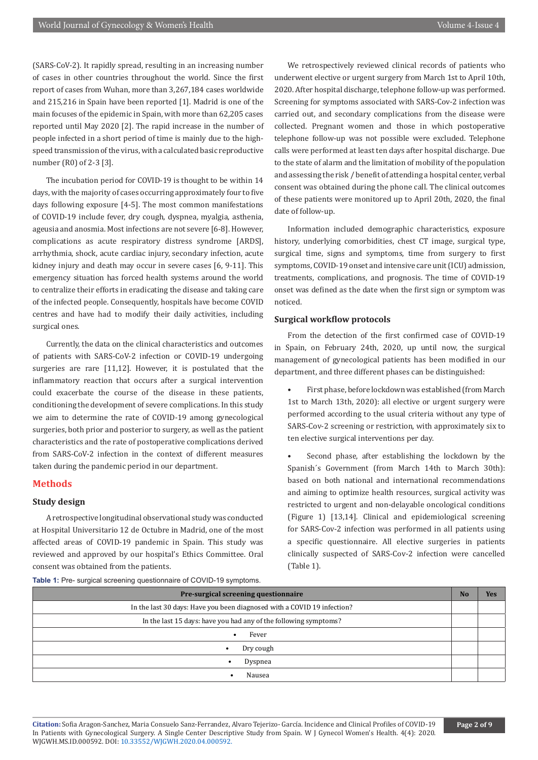(SARS-CoV-2). It rapidly spread, resulting in an increasing number of cases in other countries throughout the world. Since the first report of cases from Wuhan, more than 3,267,184 cases worldwide and 215,216 in Spain have been reported [1]. Madrid is one of the main focuses of the epidemic in Spain, with more than 62,205 cases reported until May 2020 [2]. The rapid increase in the number of people infected in a short period of time is mainly due to the high-speed transmission of the virus, with a calculated basic reproductive number (R0) of 2-3 [3].

The incubation period for COVID-19 is thought to be within 14 days, with the majority of cases occurring approximately four to five days following exposure [4-5]. The most common manifestations of COVID-19 include fever, dry cough, dyspnea, myalgia, asthenia, ageusia and anosmia. Most infections are not severe [6-8]. However, complications as acute respiratory distress syndrome [ARDS], arrhythmia, shock, acute cardiac injury, secondary infection, acute kidney injury and death may occur in severe cases [6, 9-11]. This emergency situation has forced health systems around the world to centralize their efforts in eradicating the disease and taking care of the infected people. Consequently, hospitals have become COVID centres and have had to modify their daily activities, including surgical ones.

Currently, the data on the clinical characteristics and outcomes of patients with SARS-CoV-2 infection or COVID-19 undergoing surgeries are rare [11,12]. However, it is postulated that the inflammatory reaction that occurs after a surgical intervention could exacerbate the course of the disease in these patients, conditioning the development of severe complications. In this study we aim to determine the rate of COVID-19 among gynecological surgeries, both prior and posterior to surgery, as well as the patient characteristics and the rate of postoperative complications derived from SARS-CoV-2 infection in the context of different measures taken during the pandemic period in our department.

## Methods

### Study design

A retrospective longitudinal observational study was conducted at Hospital Universitario 12 de Octubre in Madrid, one of the most affected areas of COVID-19 pandemic in Spain. This study was reviewed and approved by our hospital's Ethics Committee. Oral consent was obtained from the patients.

We retrospectively reviewed clinical records of patients who underwent elective or urgent surgery from March 1st to April 10th, 2020. After hospital discharge, telephone follow-up was performed. Screening for symptoms associated with SARS-Cov-2 infection was carried out, and secondary complications from the disease were collected. Pregnant women and those in which postoperative telephone follow-up was not possible were excluded. Telephone calls were performed at least ten days after hospital discharge. Due to the state of alarm and the limitation of mobility of the population and assessing the risk / benefit of attending a hospital center, verbal consent was obtained during the phone call. The clinical outcomes of these patients were monitored up to April 20th, 2020, the final date of follow-up.

Information included demographic characteristics, exposure history, underlying comorbidities, chest CT image, surgical type, surgical time, signs and symptoms, time from surgery to first symptoms, COVID-19 onset and intensive care unit (ICU) admission, treatments, complications, and prognosis. The time of COVID-19 onset was defined as the date when the first sign or symptom was noticed.

### Surgical workflow protocols

From the detection of the first confirmed case of COVID-19 in Spain, on February 24th, 2020, up until now, the surgical management of gynecological patients has been modified in our department, and three different phases can be distinguished:

- First phase, before lockdown was established (from March 1st to March 13th, 2020): all elective or urgent surgery were performed according to the usual criteria without any type of SARS-Cov-2 screening or restriction, with approximately six to ten elective surgical interventions per day.

- Second phase, after establishing the lockdown by the Spanish´s Government (from March 14th to March 30th): based on both national and international recommendations and aiming to optimize health resources, surgical activity was restricted to urgent and non-delayable oncological conditions (Figure 1) [13,14]. Clinical and epidemiological screening for SARS-Cov-2 infection was performed in all patients using a specific questionnaire. All elective surgeries in patients clinically suspected of SARS-Cov-2 infection were cancelled (Table 1).

**Table 1:** Pre- surgical screening questionnaire of COVID-19 symptoms.

| Pre-surgical screening questionnaire | No | Yes |
|---|---|---|
| In the last 30 days: Have you been diagnosed with a COVID 19 infection? | | |
| In the last 15 days: have you had any of the following symptoms? | | |
| • Fever | | |
| • Dry cough | | |
| • Dyspnea | | |
| • Nausea | | |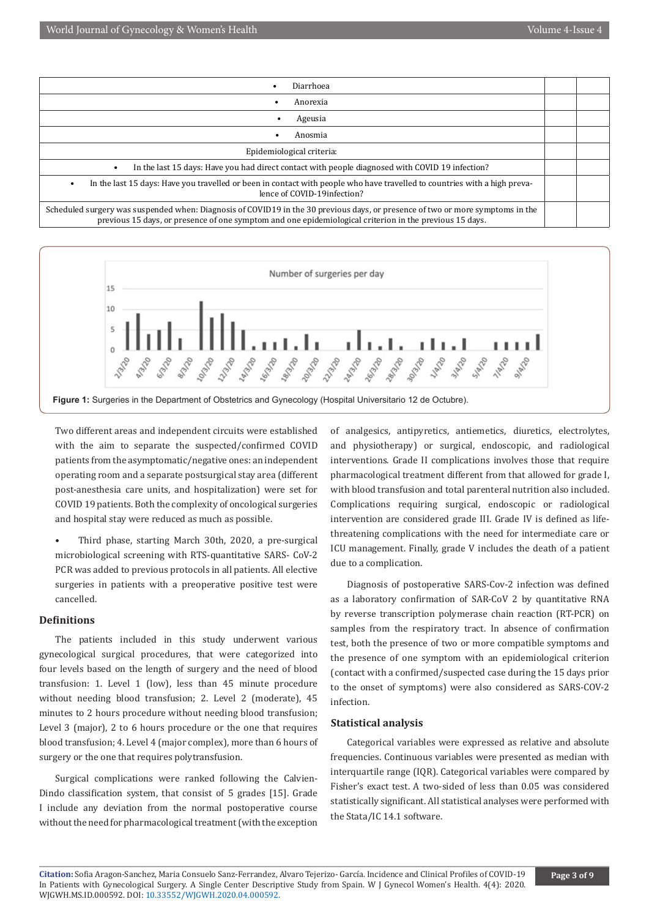| | | |
|---|---|---|
| • Diarrhoea | | |
| • Anorexia | | |
| • Ageusia | | |
| • Anosmia | | |
| Epidemiological criteria: | | |
| • In the last 15 days: Have you had direct contact with people diagnosed with COVID 19 infection? | | |
| • In the last 15 days: Have you travelled or been in contact with people who have travelled to countries with a high prevalence of COVID-19infection? | | |
| Scheduled surgery was suspended when: Diagnosis of COVID19 in the 30 previous days, or presence of two or more symptoms in the previous 15 days, or presence of one symptom and one epidemiological criterion in the previous 15 days. | | |

**Figure 1:** Surgeries in the Department of Obstetrics and Gynecology (Hospital Universitario 12 de Octubre).

Two different areas and independent circuits were established with the aim to separate the suspected/confirmed COVID patients from the asymptomatic/negative ones: an independent operating room and a separate postsurgical stay area (different post-anesthesia care units, and hospitalization) were set for COVID 19 patients. Both the complexity of oncological surgeries and hospital stay were reduced as much as possible.

- Third phase, starting March 30th, 2020, a pre-surgical microbiological screening with RTS-quantitative SARS- CoV-2 PCR was added to previous protocols in all patients. All elective surgeries in patients with a preoperative positive test were cancelled.

## Definitions

The patients included in this study underwent various gynecological surgical procedures, that were categorized into four levels based on the length of surgery and the need of blood transfusion: 1. Level 1 (low), less than 45 minute procedure without needing blood transfusion; 2. Level 2 (moderate), 45 minutes to 2 hours procedure without needing blood transfusion; Level 3 (major), 2 to 6 hours procedure or the one that requires blood transfusion; 4. Level 4 (major complex), more than 6 hours of surgery or the one that requires polytransfusion.

Surgical complications were ranked following the Calvien-Dindo classification system, that consist of 5 grades [15]. Grade I include any deviation from the normal postoperative course without the need for pharmacological treatment (with the exception of analgesics, antipyretics, antiemetics, diuretics, electrolytes, and physiotherapy) or surgical, endoscopic, and radiological interventions. Grade II complications involves those that require pharmacological treatment different from that allowed for grade I, with blood transfusion and total parenteral nutrition also included. Complications requiring surgical, endoscopic or radiological intervention are considered grade III. Grade IV is defined as life-threatening complications with the need for intermediate care or ICU management. Finally, grade V includes the death of a patient due to a complication.

Diagnosis of postoperative SARS-Cov-2 infection was defined as a laboratory confirmation of SAR-CoV 2 by quantitative RNA by reverse transcription polymerase chain reaction (RT-PCR) on samples from the respiratory tract. In absence of confirmation test, both the presence of two or more compatible symptoms and the presence of one symptom with an epidemiological criterion (contact with a confirmed/suspected case during the 15 days prior to the onset of symptoms) were also considered as SARS-COV-2 infection.

## Statistical analysis

Categorical variables were expressed as relative and absolute frequencies. Continuous variables were presented as median with interquartile range (IQR). Categorical variables were compared by Fisher's exact test. A two-sided of less than 0.05 was considered statistically significant. All statistical analyses were performed with the Stata/IC 14.1 software.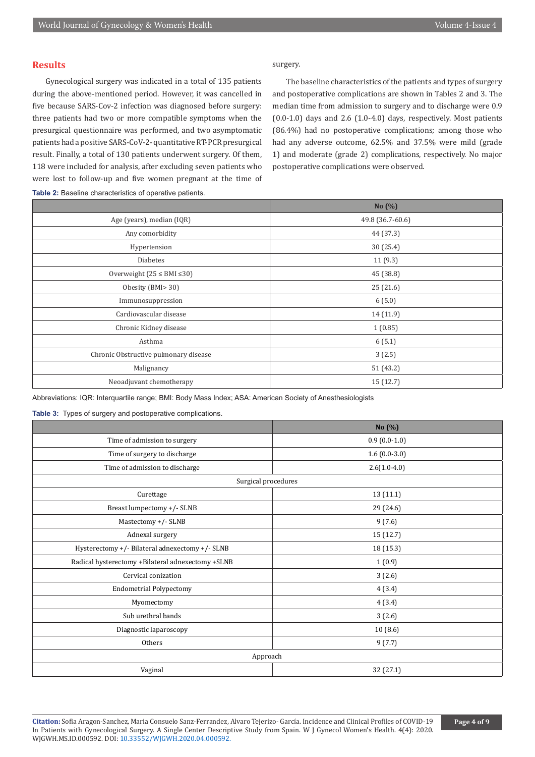## Results

Gynecological surgery was indicated in a total of 135 patients during the above-mentioned period. However, it was cancelled in five because SARS-Cov-2 infection was diagnosed before surgery: three patients had two or more compatible symptoms when the presurgical questionnaire was performed, and two asymptomatic patients had a positive SARS-CoV-2- quantitative RT-PCR presurgical result. Finally, a total of 130 patients underwent surgery. Of them, 118 were included for analysis, after excluding seven patients who were lost to follow-up and five women pregnant at the time of surgery.

The baseline characteristics of the patients and types of surgery and postoperative complications are shown in Tables 2 and 3. The median time from admission to surgery and to discharge were 0.9 (0.0-1.0) days and 2.6 (1.0-4.0) days, respectively. Most patients (86.4%) had no postoperative complications; among those who had any adverse outcome, 62.5% and 37.5% were mild (grade 1) and moderate (grade 2) complications, respectively. No major postoperative complications were observed.

**Table 2:** Baseline characteristics of operative patients.

| | No (%) |
|---|---|
| Age (years), median (IQR) | 49.8 (36.7-60.6) |
| Any comorbidity | 44 (37.3) |
| Hypertension | 30 (25.4) |
| Diabetes | 11 (9.3) |
| Overweight (25 ≤ BMI ≤30) | 45 (38.8) |
| Obesity (BMI> 30) | 25 (21.6) |
| Immunosuppression | 6 (5.0) |
| Cardiovascular disease | 14 (11.9) |
| Chronic Kidney disease | 1 (0.85) |
| Asthma | 6 (5.1) |
| Chronic Obstructive pulmonary disease | 3 (2.5) |
| Malignancy | 51 (43.2) |
| Neoadjuvant chemotherapy | 15 (12.7) |

Abbreviations: IQR: Interquartile range; BMI: Body Mass Index; ASA: American Society of Anesthesiologists

**Table 3:** Types of surgery and postoperative complications.

| | No (%) |
|---|---|
| Time of admission to surgery | 0.9 (0.0-1.0) |
| Time of surgery to discharge | 1.6 (0.0-3.0) |
| Time of admission to discharge | 2.6(1.0-4.0) |
| Surgical procedures | |
| Curettage | 13 (11.1) |
| Breast lumpectomy +/- SLNB | 29 (24.6) |
| Mastectomy +/- SLNB | 9 (7.6) |
| Adnexal surgery | 15 (12.7) |
| Hysterectomy +/- Bilateral adnexectomy +/- SLNB | 18 (15.3) |
| Radical hysterectomy +Bilateral adnexectomy +SLNB | 1 (0.9) |
| Cervical conization | 3 (2.6) |
| Endometrial Polypectomy | 4 (3.4) |
| Myomectomy | 4 (3.4) |
| Sub urethral bands | 3 (2.6) |
| Diagnostic laparoscopy | 10 (8.6) |
| Others | 9 (7.7) |
| Approach | |
| Vaginal | 32 (27.1) |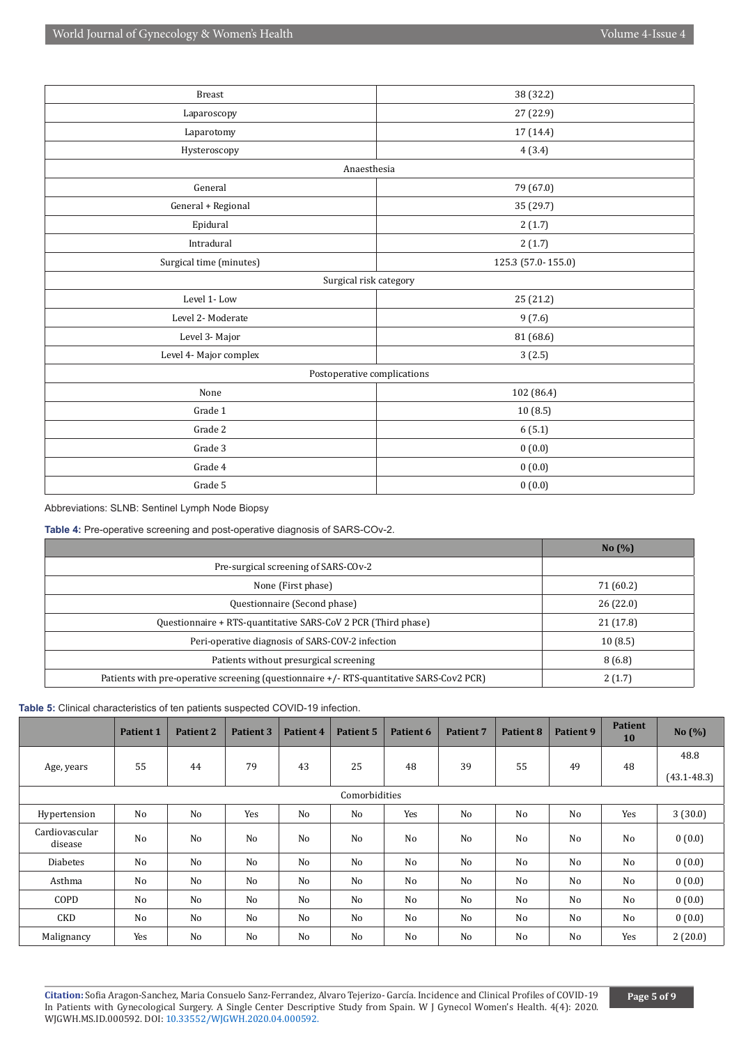| | |
|---|---|
| Breast | 38 (32.2) |
| Laparoscopy | 27 (22.9) |
| Laparotomy | 17 (14.4) |
| Hysteroscopy | 4 (3.4) |
| Anaesthesia | |
| General | 79 (67.0) |
| General + Regional | 35 (29.7) |
| Epidural | 2 (1.7) |
| Intradural | 2 (1.7) |
| Surgical time (minutes) | 125.3 (57.0- 155.0) |
| Surgical risk category | |
| Level 1- Low | 25 (21.2) |
| Level 2- Moderate | 9 (7.6) |
| Level 3- Major | 81 (68.6) |
| Level 4- Major complex | 3 (2.5) |
| Postoperative complications | |
| None | 102 (86.4) |
| Grade 1 | 10 (8.5) |
| Grade 2 | 6 (5.1) |
| Grade 3 | 0 (0.0) |
| Grade 4 | 0 (0.0) |
| Grade 5 | 0 (0.0) |

Abbreviations: SLNB: Sentinel Lymph Node Biopsy

**Table 4:** Pre-operative screening and post-operative diagnosis of SARS-COv-2.

| | No (%) |
|---|---|
| Pre-surgical screening of SARS-COv-2 | |
| None (First phase) | 71 (60.2) |
| Questionnaire (Second phase) | 26 (22.0) |
| Questionnaire + RTS-quantitative SARS-CoV 2 PCR (Third phase) | 21 (17.8) |
| Peri-operative diagnosis of SARS-COV-2 infection | 10 (8.5) |
| Patients without presurgical screening | 8 (6.8) |
| Patients with pre-operative screening (questionnaire +/- RTS-quantitative SARS-Cov2 PCR) | 2 (1.7) |

**Table 5:** Clinical characteristics of ten patients suspected COVID-19 infection.

| | Patient 1 | Patient 2 | Patient 3 | Patient 4 | Patient 5 | Patient 6 | Patient 7 | Patient 8 | Patient 9 | Patient 10 | No (%) |
|---|---|---|---|---|---|---|---|---|---|---|---|
| Age, years | 55 | 44 | 79 | 43 | 25 | 48 | 39 | 55 | 49 | 48 | 48.8 (43.1-48.3) |
| Comorbidities | | | | | | | | | | | |
| Hypertension | No | No | Yes | No | No | Yes | No | No | No | Yes | 3 (30.0) |
| Cardiovascular disease | No | No | No | No | No | No | No | No | No | No | 0 (0.0) |
| Diabetes | No | No | No | No | No | No | No | No | No | No | 0 (0.0) |
| Asthma | No | No | No | No | No | No | No | No | No | No | 0 (0.0) |
| COPD | No | No | No | No | No | No | No | No | No | No | 0 (0.0) |
| CKD | No | No | No | No | No | No | No | No | No | No | 0 (0.0) |
| Malignancy | Yes | No | No | No | No | No | No | No | No | Yes | 2 (20.0) |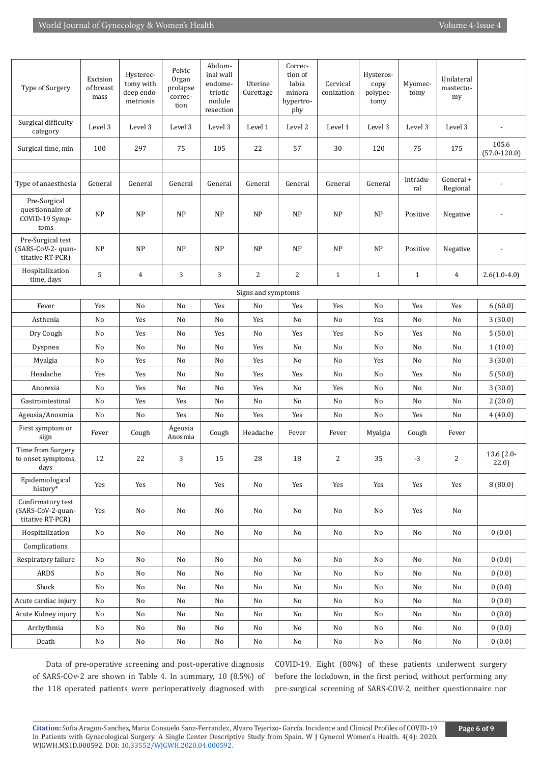| Type of Surgery | Excision of breast mass | Hysterectomy with deep endometriosis | Pelvic Organ prolapse correction | Abdominal wall endometriotic nodule resection | Uterine Curettage | Correction of labia minora hypertrophy | Cervical conization | Hysteroscopy polypectomy | Myomectomy | Unilateral mastectomy | |
|---|---|---|---|---|---|---|---|---|---|---|---|
| Surgical difficulty category | Level 3 | Level 3 | Level 3 | Level 3 | Level 1 | Level 2 | Level 1 | Level 3 | Level 3 | Level 3 | - |
| Surgical time, min | 100 | 297 | 75 | 105 | 22 | 57 | 30 | 120 | 75 | 175 | 105.6 (57.0-120.0) |
| | | | | | | | | | | | |
| Type of anaesthesia | General | General | General | General | General | General | General | General | Intradural | General + Regional | - |
| Pre-Surgical questionnaire of COVID-19 Symptoms | NP | NP | NP | NP | NP | NP | NP | NP | Positive | Negative | - |
| Pre-Surgical test (SARS-CoV-2- quantitative RT-PCR) | NP | NP | NP | NP | NP | NP | NP | NP | Positive | Negative | - |
| Hospitalization time, days | 5 | 4 | 3 | 3 | 2 | 2 | 1 | 1 | 1 | 4 | 2.6(1.0-4.0) |
| Signs and symptoms | | | | | | | | | | | |
| Fever | Yes | No | No | Yes | No | Yes | Yes | No | Yes | Yes | 6 (60.0) |
| Asthenia | No | Yes | No | No | Yes | No | No | Yes | No | No | 3 (30.0) |
| Dry Cough | No | Yes | No | Yes | No | Yes | Yes | No | Yes | No | 5 (50.0) |
| Dyspnea | No | No | No | No | Yes | No | No | No | No | No | 1 (10.0) |
| Myalgia | No | Yes | No | No | Yes | No | No | Yes | No | No | 3 (30.0) |
| Headache | Yes | Yes | No | No | Yes | Yes | No | No | Yes | No | 5 (50.0) |
| Anorexia | No | Yes | No | No | Yes | No | Yes | No | No | No | 3 (30.0) |
| Gastrointestinal | No | Yes | Yes | No | No | No | No | No | No | No | 2 (20.0) |
| Ageusia/Anosmia | No | No | Yes | No | Yes | Yes | No | No | Yes | No | 4 (40.0) |
| First symptom or sign | Fever | Cough | Ageusia Anosmia | Cough | Headache | Fever | Fever | Myalgia | Cough | Fever | |
| Time from Surgery to onset symptoms, days | 12 | 22 | 3 | 15 | 28 | 18 | 2 | 35 | -3 | 2 | 13.6 (2.0-22.0) |
| Epidemiological history* | Yes | Yes | No | Yes | No | Yes | Yes | Yes | Yes | Yes | 8 (80.0) |
| Confirmatory test (SARS-CoV-2-quantitative RT-PCR) | Yes | No | No | No | No | No | No | No | Yes | No | |
| Hospitalization | No | No | No | No | No | No | No | No | No | No | 0 (0.0) |
| Complications | | | | | | | | | | | |
| Respiratory failure | No | No | No | No | No | No | No | No | No | No | 0 (0.0) |
| ARDS | No | No | No | No | No | No | No | No | No | No | 0 (0.0) |
| Shock | No | No | No | No | No | No | No | No | No | No | 0 (0.0) |
| Acute cardiac injury | No | No | No | No | No | No | No | No | No | No | 0 (0.0) |
| Acute Kidney injury | No | No | No | No | No | No | No | No | No | No | 0 (0.0) |
| Arrhythmia | No | No | No | No | No | No | No | No | No | No | 0 (0.0) |
| Death | No | No | No | No | No | No | No | No | No | No | 0 (0.0) |

Data of pre-operative screening and post-operative diagnosis of SARS-COv-2 are shown in Table 4. In summary, 10 (8.5%) of the 118 operated patients were perioperatively diagnosed with COVID-19. Eight (80%) of these patients underwent surgery before the lockdown, in the first period, without performing any pre-surgical screening of SARS-COV-2, neither questionnaire nor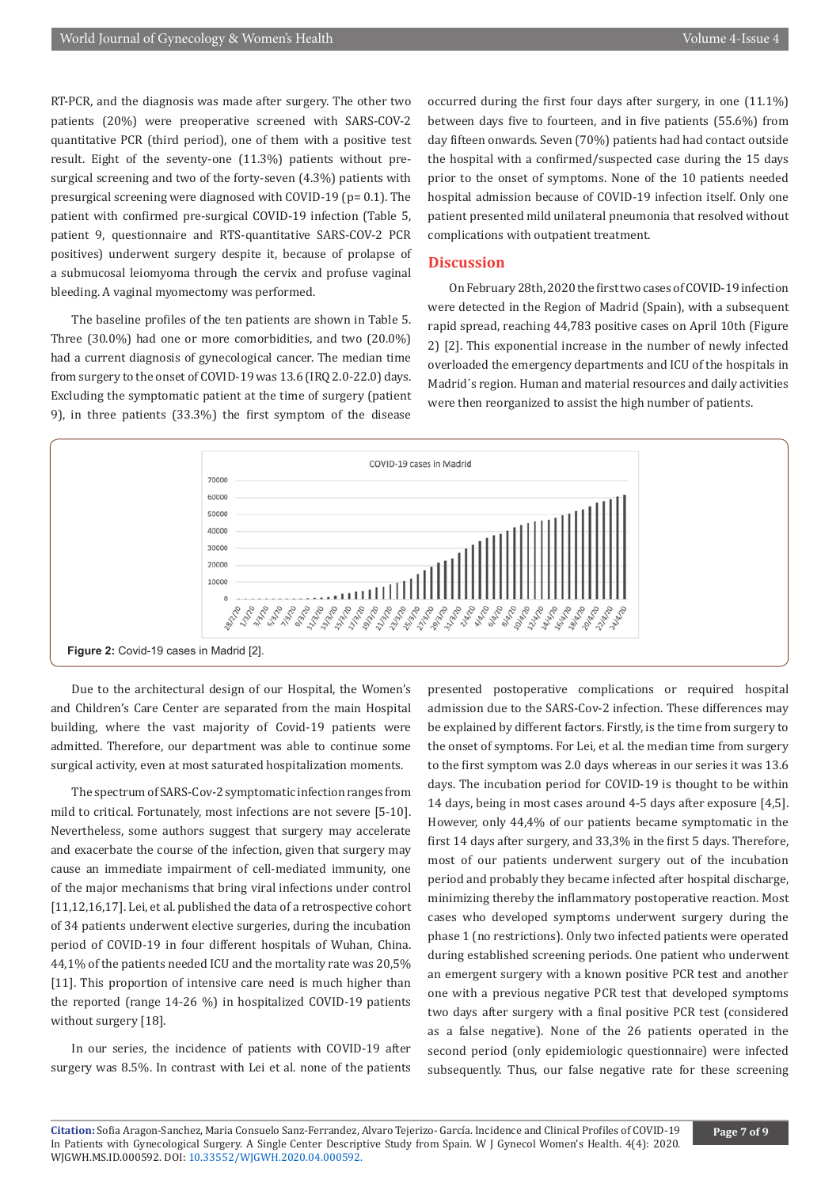RT-PCR, and the diagnosis was made after surgery. The other two patients (20%) were preoperative screened with SARS-COV-2 quantitative PCR (third period), one of them with a positive test result. Eight of the seventy-one (11.3%) patients without pre-surgical screening and two of the forty-seven (4.3%) patients with presurgical screening were diagnosed with COVID-19 (p= 0.1). The patient with confirmed pre-surgical COVID-19 infection (Table 5, patient 9, questionnaire and RTS-quantitative SARS-COV-2 PCR positives) underwent surgery despite it, because of prolapse of a submucosal leiomyoma through the cervix and profuse vaginal bleeding. A vaginal myomectomy was performed.

The baseline profiles of the ten patients are shown in Table 5. Three (30.0%) had one or more comorbidities, and two (20.0%) had a current diagnosis of gynecological cancer. The median time from surgery to the onset of COVID-19 was 13.6 (IRQ 2.0-22.0) days. Excluding the symptomatic patient at the time of surgery (patient 9), in three patients (33.3%) the first symptom of the disease occurred during the first four days after surgery, in one (11.1%) between days five to fourteen, and in five patients (55.6%) from day fifteen onwards. Seven (70%) patients had had contact outside the hospital with a confirmed/suspected case during the 15 days prior to the onset of symptoms. None of the 10 patients needed hospital admission because of COVID-19 infection itself. Only one patient presented mild unilateral pneumonia that resolved without complications with outpatient treatment.

## Discussion

On February 28th, 2020 the first two cases of COVID-19 infection were detected in the Region of Madrid (Spain), with a subsequent rapid spread, reaching 44,783 positive cases on April 10th (Figure 2) [2]. This exponential increase in the number of newly infected overloaded the emergency departments and ICU of the hospitals in Madrid´s region. Human and material resources and daily activities were then reorganized to assist the high number of patients.

**Figure 2:** Covid-19 cases in Madrid [2].

Due to the architectural design of our Hospital, the Women's and Children's Care Center are separated from the main Hospital building, where the vast majority of Covid-19 patients were admitted. Therefore, our department was able to continue some surgical activity, even at most saturated hospitalization moments.

The spectrum of SARS-Cov-2 symptomatic infection ranges from mild to critical. Fortunately, most infections are not severe [5-10]. Nevertheless, some authors suggest that surgery may accelerate and exacerbate the course of the infection, given that surgery may cause an immediate impairment of cell-mediated immunity, one of the major mechanisms that bring viral infections under control [11,12,16,17]. Lei, et al. published the data of a retrospective cohort of 34 patients underwent elective surgeries, during the incubation period of COVID-19 in four different hospitals of Wuhan, China. 44,1% of the patients needed ICU and the mortality rate was 20,5% [11]. This proportion of intensive care need is much higher than the reported (range 14-26 %) in hospitalized COVID-19 patients without surgery [18].

In our series, the incidence of patients with COVID-19 after surgery was 8.5%. In contrast with Lei et al. none of the patients presented postoperative complications or required hospital admission due to the SARS-Cov-2 infection. These differences may be explained by different factors. Firstly, is the time from surgery to the onset of symptoms. For Lei, et al. the median time from surgery to the first symptom was 2.0 days whereas in our series it was 13.6 days. The incubation period for COVID-19 is thought to be within 14 days, being in most cases around 4-5 days after exposure [4,5]. However, only 44,4% of our patients became symptomatic in the first 14 days after surgery, and 33,3% in the first 5 days. Therefore, most of our patients underwent surgery out of the incubation period and probably they became infected after hospital discharge, minimizing thereby the inflammatory postoperative reaction. Most cases who developed symptoms underwent surgery during the phase 1 (no restrictions). Only two infected patients were operated during established screening periods. One patient who underwent an emergent surgery with a known positive PCR test and another one with a previous negative PCR test that developed symptoms two days after surgery with a final positive PCR test (considered as a false negative). None of the 26 patients operated in the second period (only epidemiologic questionnaire) were infected subsequently. Thus, our false negative rate for these screening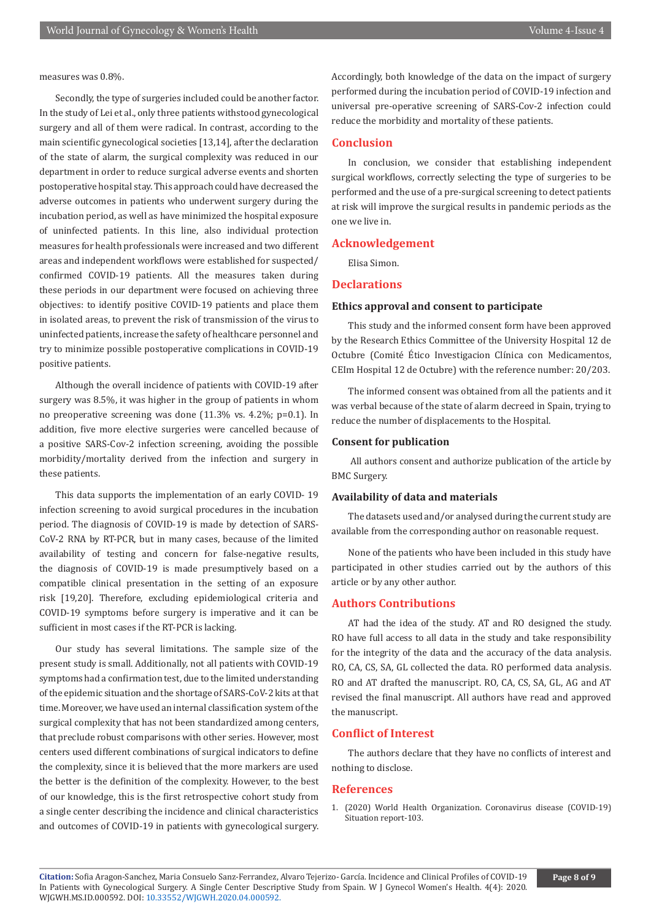measures was 0.8%.

Secondly, the type of surgeries included could be another factor. In the study of Lei et al., only three patients withstood gynecological surgery and all of them were radical. In contrast, according to the main scientific gynecological societies [13,14], after the declaration of the state of alarm, the surgical complexity was reduced in our department in order to reduce surgical adverse events and shorten postoperative hospital stay. This approach could have decreased the adverse outcomes in patients who underwent surgery during the incubation period, as well as have minimized the hospital exposure of uninfected patients. In this line, also individual protection measures for health professionals were increased and two different areas and independent workflows were established for suspected/ confirmed COVID-19 patients. All the measures taken during these periods in our department were focused on achieving three objectives: to identify positive COVID-19 patients and place them in isolated areas, to prevent the risk of transmission of the virus to uninfected patients, increase the safety of healthcare personnel and try to minimize possible postoperative complications in COVID-19 positive patients.

Although the overall incidence of patients with COVID-19 after surgery was 8.5%, it was higher in the group of patients in whom no preoperative screening was done (11.3% vs. 4.2%; $p=0.1$). In addition, five more elective surgeries were cancelled because of a positive SARS-Cov-2 infection screening, avoiding the possible morbidity/mortality derived from the infection and surgery in these patients.

This data supports the implementation of an early COVID- 19 infection screening to avoid surgical procedures in the incubation period. The diagnosis of COVID-19 is made by detection of SARS-CoV-2 RNA by RT-PCR, but in many cases, because of the limited availability of testing and concern for false-negative results, the diagnosis of COVID-19 is made presumptively based on a compatible clinical presentation in the setting of an exposure risk [19,20]. Therefore, excluding epidemiological criteria and COVID-19 symptoms before surgery is imperative and it can be sufficient in most cases if the RT-PCR is lacking.

Our study has several limitations. The sample size of the present study is small. Additionally, not all patients with COVID-19 symptoms had a confirmation test, due to the limited understanding of the epidemic situation and the shortage of SARS-CoV-2 kits at that time. Moreover, we have used an internal classification system of the surgical complexity that has not been standardized among centers, that preclude robust comparisons with other series. However, most centers used different combinations of surgical indicators to define the complexity, since it is believed that the more markers are used the better is the definition of the complexity. However, to the best of our knowledge, this is the first retrospective cohort study from a single center describing the incidence and clinical characteristics and outcomes of COVID-19 in patients with gynecological surgery. Accordingly, both knowledge of the data on the impact of surgery performed during the incubation period of COVID-19 infection and universal pre-operative screening of SARS-Cov-2 infection could reduce the morbidity and mortality of these patients.

## Conclusion

In conclusion, we consider that establishing independent surgical workflows, correctly selecting the type of surgeries to be performed and the use of a pre-surgical screening to detect patients at risk will improve the surgical results in pandemic periods as the one we live in.

## Acknowledgement

Elisa Simon.

## Declarations

### Ethics approval and consent to participate

This study and the informed consent form have been approved by the Research Ethics Committee of the University Hospital 12 de Octubre (Comité Ético Investigacion Clínica con Medicamentos, CEIm Hospital 12 de Octubre) with the reference number: 20/203.

The informed consent was obtained from all the patients and it was verbal because of the state of alarm decreed in Spain, trying to reduce the number of displacements to the Hospital.

### Consent for publication

All authors consent and authorize publication of the article by BMC Surgery.

### Availability of data and materials

The datasets used and/or analysed during the current study are available from the corresponding author on reasonable request.

None of the patients who have been included in this study have participated in other studies carried out by the authors of this article or by any other author.

## Authors Contributions

AT had the idea of the study. AT and RO designed the study. RO have full access to all data in the study and take responsibility for the integrity of the data and the accuracy of the data analysis. RO, CA, CS, SA, GL collected the data. RO performed data analysis. RO and AT drafted the manuscript. RO, CA, CS, SA, GL, AG and AT revised the final manuscript. All authors have read and approved the manuscript.

## Conflict of Interest

The authors declare that they have no conflicts of interest and nothing to disclose.

## References

1. (2020) World Health Organization. Coronavirus disease (COVID-19) Situation report-103.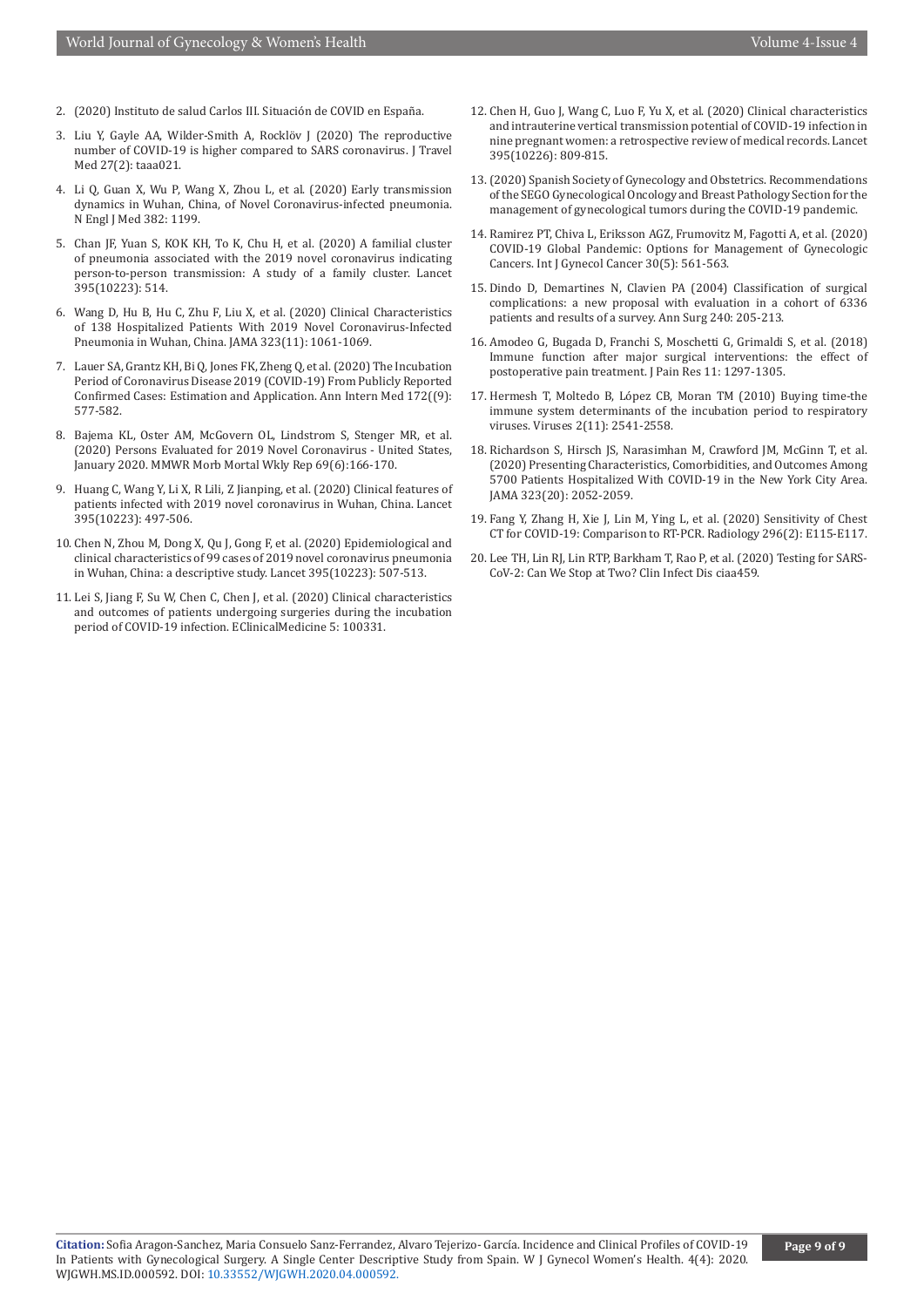2. (2020) Instituto de salud Carlos III. Situación de COVID en España.
3. Liu Y, Gayle AA, Wilder-Smith A, Rocklöv J (2020) The reproductive number of COVID-19 is higher compared to SARS coronavirus. J Travel Med 27(2): taaa021.
4. Li Q, Guan X, Wu P, Wang X, Zhou L, et al. (2020) Early transmission dynamics in Wuhan, China, of Novel Coronavirus-infected pneumonia. N Engl J Med 382: 1199.
5. Chan JF, Yuan S, KOK KH, To K, Chu H, et al. (2020) A familial cluster of pneumonia associated with the 2019 novel coronavirus indicating person-to-person transmission: A study of a family cluster. Lancet 395(10223): 514.
6. Wang D, Hu B, Hu C, Zhu F, Liu X, et al. (2020) Clinical Characteristics of 138 Hospitalized Patients With 2019 Novel Coronavirus-Infected Pneumonia in Wuhan, China. JAMA 323(11): 1061-1069.
7. Lauer SA, Grantz KH, Bi Q, Jones FK, Zheng Q, et al. (2020) The Incubation Period of Coronavirus Disease 2019 (COVID-19) From Publicly Reported Confirmed Cases: Estimation and Application. Ann Intern Med 172((9): 577-582.
8. Bajema KL, Oster AM, McGovern OL, Lindstrom S, Stenger MR, et al. (2020) Persons Evaluated for 2019 Novel Coronavirus - United States, January 2020. MMWR Morb Mortal Wkly Rep 69(6):166-170.
9. Huang C, Wang Y, Li X, R Lili, Z Jianping, et al. (2020) Clinical features of patients infected with 2019 novel coronavirus in Wuhan, China. Lancet 395(10223): 497-506.
10. Chen N, Zhou M, Dong X, Qu J, Gong F, et al. (2020) Epidemiological and clinical characteristics of 99 cases of 2019 novel coronavirus pneumonia in Wuhan, China: a descriptive study. Lancet 395(10223): 507-513.
11. Lei S, Jiang F, Su W, Chen C, Chen J, et al. (2020) Clinical characteristics and outcomes of patients undergoing surgeries during the incubation period of COVID-19 infection. EClinicalMedicine 5: 100331.
12. Chen H, Guo J, Wang C, Luo F, Yu X, et al. (2020) Clinical characteristics and intrauterine vertical transmission potential of COVID-19 infection in nine pregnant women: a retrospective review of medical records. Lancet 395(10226): 809-815.
13. (2020) Spanish Society of Gynecology and Obstetrics. Recommendations of the SEGO Gynecological Oncology and Breast Pathology Section for the management of gynecological tumors during the COVID-19 pandemic.
14. Ramirez PT, Chiva L, Eriksson AGZ, Frumovitz M, Fagotti A, et al. (2020) COVID-19 Global Pandemic: Options for Management of Gynecologic Cancers. Int J Gynecol Cancer 30(5): 561-563.
15. Dindo D, Demartines N, Clavien PA (2004) Classification of surgical complications: a new proposal with evaluation in a cohort of 6336 patients and results of a survey. Ann Surg 240: 205-213.
16. Amodeo G, Bugada D, Franchi S, Moschetti G, Grimaldi S, et al. (2018) Immune function after major surgical interventions: the effect of postoperative pain treatment. J Pain Res 11: 1297-1305.
17. Hermesh T, Moltedo B, López CB, Moran TM (2010) Buying time-the immune system determinants of the incubation period to respiratory viruses. Viruses 2(11): 2541-2558.
18. Richardson S, Hirsch JS, Narasimhan M, Crawford JM, McGinn T, et al. (2020) Presenting Characteristics, Comorbidities, and Outcomes Among 5700 Patients Hospitalized With COVID-19 in the New York City Area. JAMA 323(20): 2052-2059.
19. Fang Y, Zhang H, Xie J, Lin M, Ying L, et al. (2020) Sensitivity of Chest CT for COVID-19: Comparison to RT-PCR. Radiology 296(2): E115-E117.
20. Lee TH, Lin RJ, Lin RTP, Barkham T, Rao P, et al. (2020) Testing for SARS-CoV-2: Can We Stop at Two? Clin Infect Dis ciaa459.